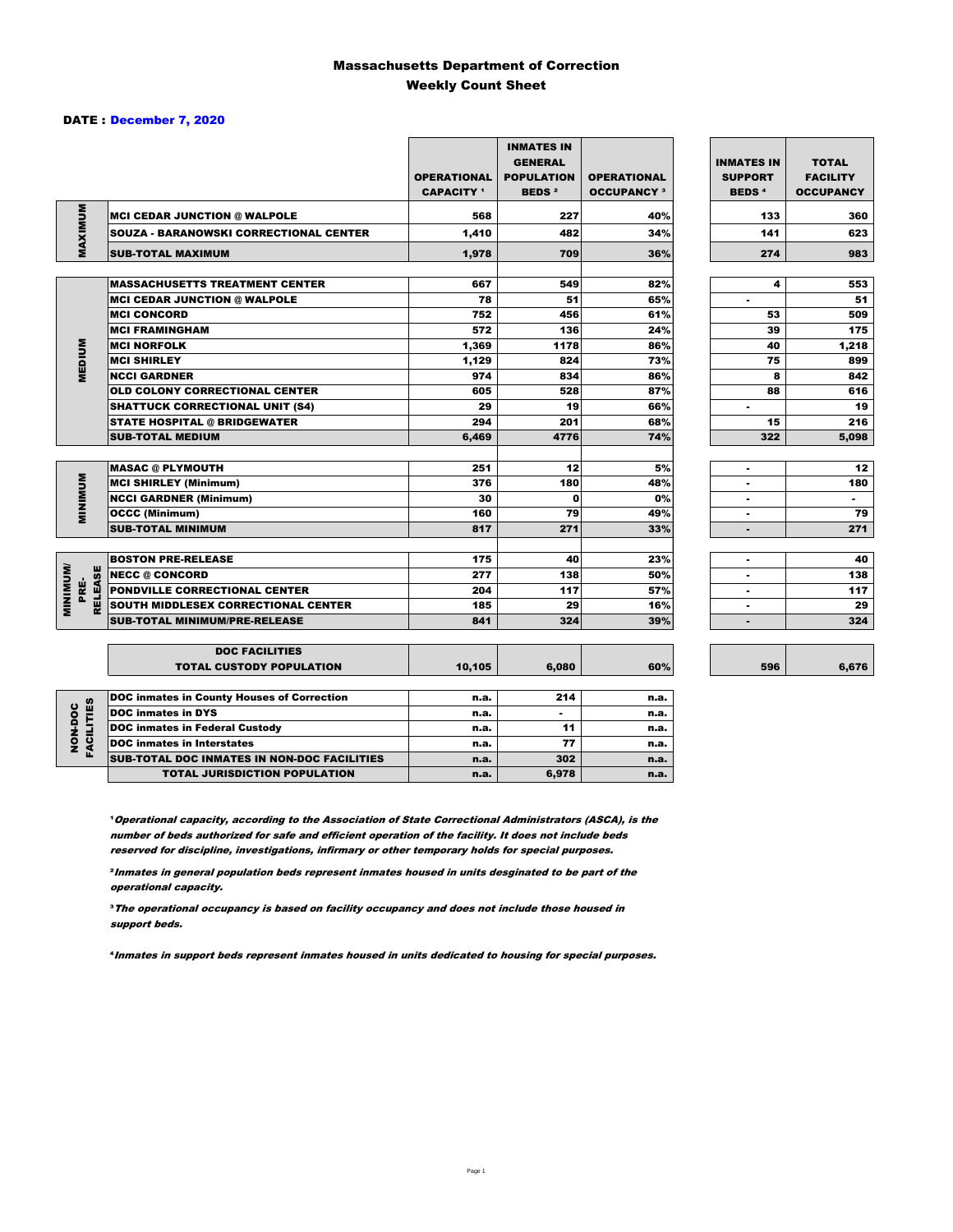# Massachusetts Department of Correction
## Weekly Count Sheet

**DATE : December 7, 2020**

| | | OPERATIONAL CAPACITY [1] | INMATES IN GENERAL POPULATION BEDS [2] | OPERATIONAL OCCUPANCY [3] | INMATES IN SUPPORT BEDS [4] | TOTAL FACILITY OCCUPANCY |
|---|---|---|---|---|---|---|
| MAXIMUM | MCI CEDAR JUNCTION @ WALPOLE | 568 | 227 | 40% | 133 | 360 |
| | SOUZA - BARANOWSKI CORRECTIONAL CENTER | 1,410 | 482 | 34% | 141 | 623 |
| | SUB-TOTAL MAXIMUM | 1,978 | 709 | 36% | 274 | 983 |
| MEDIUM | MASSACHUSETTS TREATMENT CENTER | 667 | 549 | 82% | 4 | 553 |
| | MCI CEDAR JUNCTION @ WALPOLE | 78 | 51 | 65% | - | 51 |
| | MCI CONCORD | 752 | 456 | 61% | 53 | 509 |
| | MCI FRAMINGHAM | 572 | 136 | 24% | 39 | 175 |
| | MCI NORFOLK | 1,369 | 1178 | 86% | 40 | 1,218 |
| | MCI SHIRLEY | 1,129 | 824 | 73% | 75 | 899 |
| | NCCI GARDNER | 974 | 834 | 86% | 8 | 842 |
| | OLD COLONY CORRECTIONAL CENTER | 605 | 528 | 87% | 88 | 616 |
| | SHATTUCK CORRECTIONAL UNIT (S4) | 29 | 19 | 66% | - | 19 |
| | STATE HOSPITAL @ BRIDGEWATER | 294 | 201 | 68% | 15 | 216 |
| | SUB-TOTAL MEDIUM | 6,469 | 4776 | 74% | 322 | 5,098 |
| MINIMUM | MASAC @ PLYMOUTH | 251 | 12 | 5% | - | 12 |
| | MCI SHIRLEY (Minimum) | 376 | 180 | 48% | - | 180 |
| | NCCI GARDNER (Minimum) | 30 | 0 | 0% | - | - |
| | OCCC (Minimum) | 160 | 79 | 49% | - | 79 |
| | SUB-TOTAL MINIMUM | 817 | 271 | 33% | - | 271 |
| MINIMUM/ PRE-RELEASE | BOSTON PRE-RELEASE | 175 | 40 | 23% | - | 40 |
| | NECC @ CONCORD | 277 | 138 | 50% | - | 138 |
| | PONDVILLE CORRECTIONAL CENTER | 204 | 117 | 57% | - | 117 |
| | SOUTH MIDDLESEX CORRECTIONAL CENTER | 185 | 29 | 16% | - | 29 |
| | SUB-TOTAL MINIMUM/PRE-RELEASE | 841 | 324 | 39% | - | 324 |
| | DOC FACILITIES TOTAL CUSTODY POPULATION | 10,105 | 6,080 | 60% | 596 | 6,676 |
| NON-DOC FACILITIES | DOC inmates in County Houses of Correction | n.a. | 214 | n.a. | | |
| | DOC inmates in DYS | n.a. | - | n.a. | | |
| | DOC inmates in Federal Custody | n.a. | 11 | n.a. | | |
| | DOC inmates in Interstates | n.a. | 77 | n.a. | | |
| | SUB-TOTAL DOC INMATES IN NON-DOC FACILITIES | n.a. | 302 | n.a. | | |
| | TOTAL JURISDICTION POPULATION | n.a. | 6,978 | n.a. | | |

[1] *Operational capacity, according to the Association of State Correctional Administrators (ASCA), is the number of beds authorized for safe and efficient operation of the facility. It does not include beds reserved for discipline, investigations, infirmary or other temporary holds for special purposes.*

[2] *Inmates in general population beds represent inmates housed in units desginated to be part of the operational capacity.*

[3] *The operational occupancy is based on facility occupancy and does not include those housed in support beds.*

[4] *Inmates in support beds represent inmates housed in units dedicated to housing for special purposes.*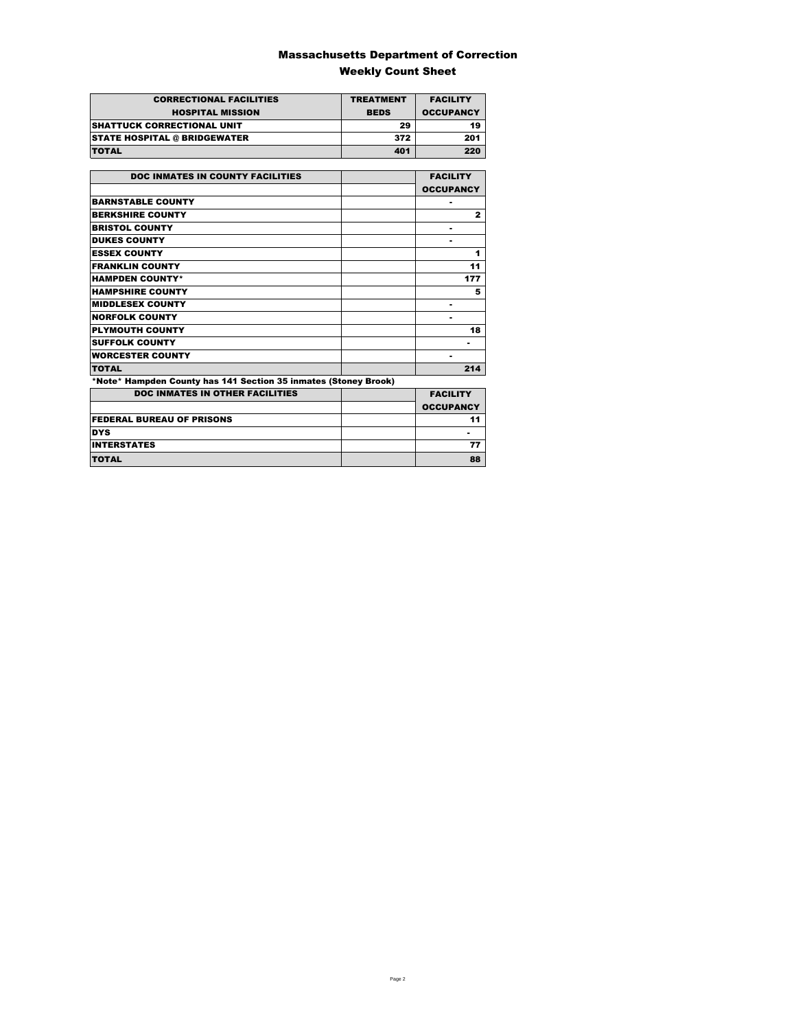# Massachusetts Department of Correction

## Weekly Count Sheet

| CORRECTIONAL FACILITIES<br>HOSPITAL MISSION | TREATMENT<br>BEDS | FACILITY<br>OCCUPANCY |
|---|---|---|
| SHATTUCK CORRECTIONAL UNIT | 29 | 19 |
| STATE HOSPITAL @ BRIDGEWATER | 372 | 201 |
| TOTAL | 401 | 220 |

| DOC INMATES IN COUNTY FACILITIES | | FACILITY<br>OCCUPANCY |
|---|---|---|
| BARNSTABLE COUNTY | | - |
| BERKSHIRE COUNTY | | 2 |
| BRISTOL COUNTY | | - |
| DUKES COUNTY | | - |
| ESSEX COUNTY | | 1 |
| FRANKLIN COUNTY | | 11 |
| HAMPDEN COUNTY* | | 177 |
| HAMPSHIRE COUNTY | | 5 |
| MIDDLESEX COUNTY | | - |
| NORFOLK COUNTY | | - |
| PLYMOUTH COUNTY | | 18 |
| SUFFOLK COUNTY | | - |
| WORCESTER COUNTY | | - |
| TOTAL | | 214 |

*Note* Hampden County has 141 Section 35 inmates (Stoney Brook)

| DOC INMATES IN OTHER FACILITIES | | FACILITY<br>OCCUPANCY |
|---|---|---|
| FEDERAL BUREAU OF PRISONS | | 11 |
| DYS | | - |
| INTERSTATES | | 77 |
| TOTAL | | 88 |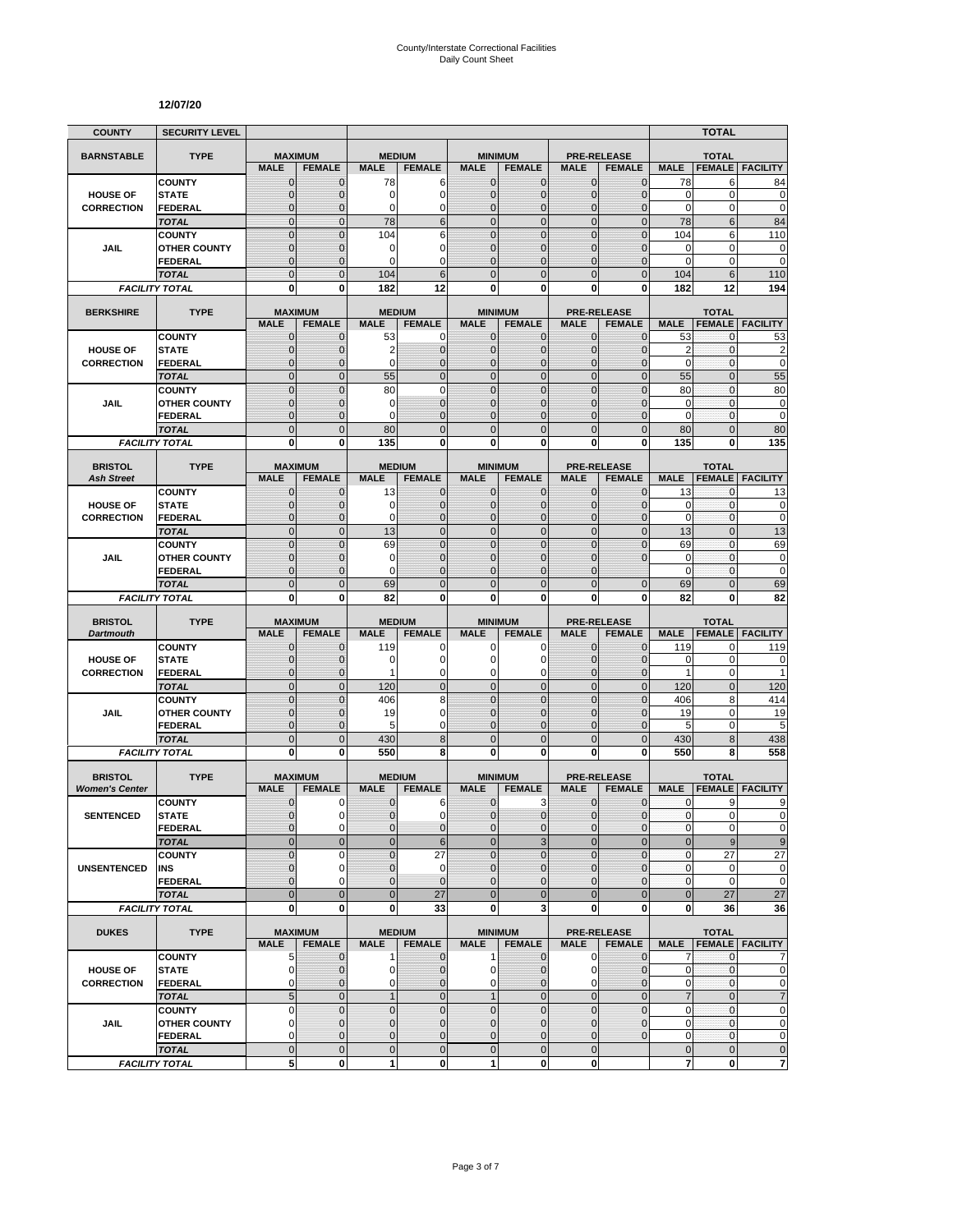County/Interstate Correctional Facilities
Daily Count Sheet

**12/07/20**

| COUNTY | SECURITY LEVEL | | | | | | | | | | TOTAL | |
|---|---|---|---|---|---|---|---|---|---|---|---|---|
| **BARNSTABLE** | **TYPE** | **MAXIMUM** | | **MEDIUM** | | **MINIMUM** | | **PRE-RELEASE** | | **TOTAL** | | |
| | | **MALE** | **FEMALE** | **MALE** | **FEMALE** | **MALE** | **FEMALE** | **MALE** | **FEMALE** | **MALE** | **FEMALE** | **FACILITY** |
| **HOUSE OF CORRECTION** | COUNTY | 0 | 0 | 78 | 6 | 0 | 0 | 0 | 0 | 78 | 6 | 84 |
| | STATE | 0 | 0 | 0 | 0 | 0 | 0 | 0 | 0 | 0 | 0 | 0 |
| | FEDERAL | 0 | 0 | 0 | 0 | 0 | 0 | 0 | 0 | 0 | 0 | 0 |
| | *TOTAL* | 0 | 0 | 78 | 6 | 0 | 0 | 0 | 0 | 78 | 6 | 84 |
| **JAIL** | COUNTY | 0 | 0 | 104 | 6 | 0 | 0 | 0 | 0 | 104 | 6 | 110 |
| | OTHER COUNTY | 0 | 0 | 0 | 0 | 0 | 0 | 0 | 0 | 0 | 0 | 0 |
| | FEDERAL | 0 | 0 | 0 | 0 | 0 | 0 | 0 | 0 | 0 | 0 | 0 |
| | *TOTAL* | 0 | 0 | 104 | 6 | 0 | 0 | 0 | 0 | 104 | 6 | 110 |
| *FACILITY TOTAL* | | **0** | **0** | **182** | **12** | **0** | **0** | **0** | **0** | **182** | **12** | **194** |

| **BERKSHIRE** | **TYPE** | **MAXIMUM** | | **MEDIUM** | | **MINIMUM** | | **PRE-RELEASE** | | **TOTAL** | | |
|---|---|---|---|---|---|---|---|---|---|---|---|---|
| | | **MALE** | **FEMALE** | **MALE** | **FEMALE** | **MALE** | **FEMALE** | **MALE** | **FEMALE** | **MALE** | **FEMALE** | **FACILITY** |
| **HOUSE OF CORRECTION** | COUNTY | 0 | 0 | 53 | 0 | 0 | 0 | 0 | 0 | 53 | 0 | 53 |
| | STATE | 0 | 0 | 2 | 0 | 0 | 0 | 0 | 0 | 2 | 0 | 2 |
| | FEDERAL | 0 | 0 | 0 | 0 | 0 | 0 | 0 | 0 | 0 | 0 | 0 |
| | *TOTAL* | 0 | 0 | 55 | 0 | 0 | 0 | 0 | 0 | 55 | 0 | 55 |
| **JAIL** | COUNTY | 0 | 0 | 80 | 0 | 0 | 0 | 0 | 0 | 80 | 0 | 80 |
| | OTHER COUNTY | 0 | 0 | 0 | 0 | 0 | 0 | 0 | 0 | 0 | 0 | 0 |
| | FEDERAL | 0 | 0 | 0 | 0 | 0 | 0 | 0 | 0 | 0 | 0 | 0 |
| | *TOTAL* | 0 | 0 | 80 | 0 | 0 | 0 | 0 | 0 | 80 | 0 | 80 |
| *FACILITY TOTAL* | | **0** | **0** | **135** | **0** | **0** | **0** | **0** | **0** | **135** | **0** | **135** |

| **BRISTOL** *Ash Street* | **TYPE** | **MAXIMUM** | | **MEDIUM** | | **MINIMUM** | | **PRE-RELEASE** | | **TOTAL** | | |
|---|---|---|---|---|---|---|---|---|---|---|---|---|
| | | **MALE** | **FEMALE** | **MALE** | **FEMALE** | **MALE** | **FEMALE** | **MALE** | **FEMALE** | **MALE** | **FEMALE** | **FACILITY** |
| **HOUSE OF CORRECTION** | COUNTY | 0 | 0 | 13 | 0 | 0 | 0 | 0 | 0 | 13 | 0 | 13 |
| | STATE | 0 | 0 | 0 | 0 | 0 | 0 | 0 | 0 | 0 | 0 | 0 |
| | FEDERAL | 0 | 0 | 0 | 0 | 0 | 0 | 0 | 0 | 0 | 0 | 0 |
| | *TOTAL* | 0 | 0 | 13 | 0 | 0 | 0 | 0 | 0 | 13 | 0 | 13 |
| **JAIL** | COUNTY | 0 | 0 | 69 | 0 | 0 | 0 | 0 | 0 | 69 | 0 | 69 |
| | OTHER COUNTY | 0 | 0 | 0 | 0 | 0 | 0 | 0 | 0 | 0 | 0 | 0 |
| | FEDERAL | 0 | 0 | 0 | 0 | 0 | 0 | 0 | | 0 | 0 | 0 |
| | *TOTAL* | 0 | 0 | 69 | 0 | 0 | 0 | 0 | 0 | 69 | 0 | 69 |
| *FACILITY TOTAL* | | **0** | **0** | **82** | **0** | **0** | **0** | **0** | **0** | **82** | **0** | **82** |

| **BRISTOL** *Dartmouth* | **TYPE** | **MAXIMUM** | | **MEDIUM** | | **MINIMUM** | | **PRE-RELEASE** | | **TOTAL** | | |
|---|---|---|---|---|---|---|---|---|---|---|---|---|
| | | **MALE** | **FEMALE** | **MALE** | **FEMALE** | **MALE** | **FEMALE** | **MALE** | **FEMALE** | **MALE** | **FEMALE** | **FACILITY** |
| **HOUSE OF CORRECTION** | COUNTY | 0 | 0 | 119 | 0 | 0 | 0 | 0 | 0 | 119 | 0 | 119 |
| | STATE | 0 | 0 | 0 | 0 | 0 | 0 | 0 | 0 | 0 | 0 | 0 |
| | FEDERAL | 0 | 0 | 1 | 0 | 0 | 0 | 0 | 0 | 1 | 0 | 1 |
| | *TOTAL* | 0 | 0 | 120 | 0 | 0 | 0 | 0 | 0 | 120 | 0 | 120 |
| **JAIL** | COUNTY | 0 | 0 | 406 | 8 | 0 | 0 | 0 | 0 | 406 | 8 | 414 |
| | OTHER COUNTY | 0 | 0 | 19 | 0 | 0 | 0 | 0 | 0 | 19 | 0 | 19 |
| | FEDERAL | 0 | 0 | 5 | 0 | 0 | 0 | 0 | 0 | 5 | 0 | 5 |
| | *TOTAL* | 0 | 0 | 430 | 8 | 0 | 0 | 0 | 0 | 430 | 8 | 438 |
| *FACILITY TOTAL* | | **0** | **0** | **550** | **8** | **0** | **0** | **0** | **0** | **550** | **8** | **558** |

| **BRISTOL** *Women's Center* | **TYPE** | **MAXIMUM** | | **MEDIUM** | | **MINIMUM** | | **PRE-RELEASE** | | **TOTAL** | | |
|---|---|---|---|---|---|---|---|---|---|---|---|---|
| | | **MALE** | **FEMALE** | **MALE** | **FEMALE** | **MALE** | **FEMALE** | **MALE** | **FEMALE** | **MALE** | **FEMALE** | **FACILITY** |
| **SENTENCED** | COUNTY | 0 | 0 | 0 | 6 | 0 | 3 | 0 | 0 | 0 | 9 | 9 |
| | STATE | 0 | 0 | 0 | 0 | 0 | 0 | 0 | 0 | 0 | 0 | 0 |
| | FEDERAL | 0 | 0 | 0 | 0 | 0 | 0 | 0 | 0 | 0 | 0 | 0 |
| | *TOTAL* | 0 | 0 | 0 | 6 | 0 | 3 | 0 | 0 | 0 | 9 | 9 |
| **UNSENTENCED** | COUNTY | 0 | 0 | 0 | 27 | 0 | 0 | 0 | 0 | 0 | 27 | 27 |
| | INS | 0 | 0 | 0 | 0 | 0 | 0 | 0 | 0 | 0 | 0 | 0 |
| | FEDERAL | 0 | 0 | 0 | 0 | 0 | 0 | 0 | 0 | 0 | 0 | 0 |
| | *TOTAL* | 0 | 0 | 0 | 27 | 0 | 0 | 0 | 0 | 0 | 27 | 27 |
| *FACILITY TOTAL* | | **0** | **0** | **0** | **33** | **0** | **3** | **0** | **0** | **0** | **36** | **36** |

| **DUKES** | **TYPE** | **MAXIMUM** | | **MEDIUM** | | **MINIMUM** | | **PRE-RELEASE** | | **TOTAL** | | |
|---|---|---|---|---|---|---|---|---|---|---|---|---|
| | | **MALE** | **FEMALE** | **MALE** | **FEMALE** | **MALE** | **FEMALE** | **MALE** | **FEMALE** | **MALE** | **FEMALE** | **FACILITY** |
| **HOUSE OF CORRECTION** | COUNTY | 5 | 0 | 1 | 0 | 1 | 0 | 0 | 0 | 7 | 0 | 7 |
| | STATE | 0 | 0 | 0 | 0 | 0 | 0 | 0 | 0 | 0 | 0 | 0 |
| | FEDERAL | 0 | 0 | 0 | 0 | 0 | 0 | 0 | 0 | 0 | 0 | 0 |
| | *TOTAL* | 5 | 0 | 1 | 0 | 1 | 0 | 0 | 0 | 7 | 0 | 7 |
| **JAIL** | COUNTY | 0 | 0 | 0 | 0 | 0 | 0 | 0 | 0 | 0 | 0 | 0 |
| | OTHER COUNTY | 0 | 0 | 0 | 0 | 0 | 0 | 0 | 0 | 0 | 0 | 0 |
| | FEDERAL | 0 | 0 | 0 | 0 | 0 | 0 | 0 | 0 | 0 | 0 | 0 |
| | *TOTAL* | 0 | 0 | 0 | 0 | 0 | 0 | 0 | | 0 | 0 | 0 |
| *FACILITY TOTAL* | | **5** | **0** | **1** | **0** | **1** | **0** | **0** | | **7** | **0** | **7** |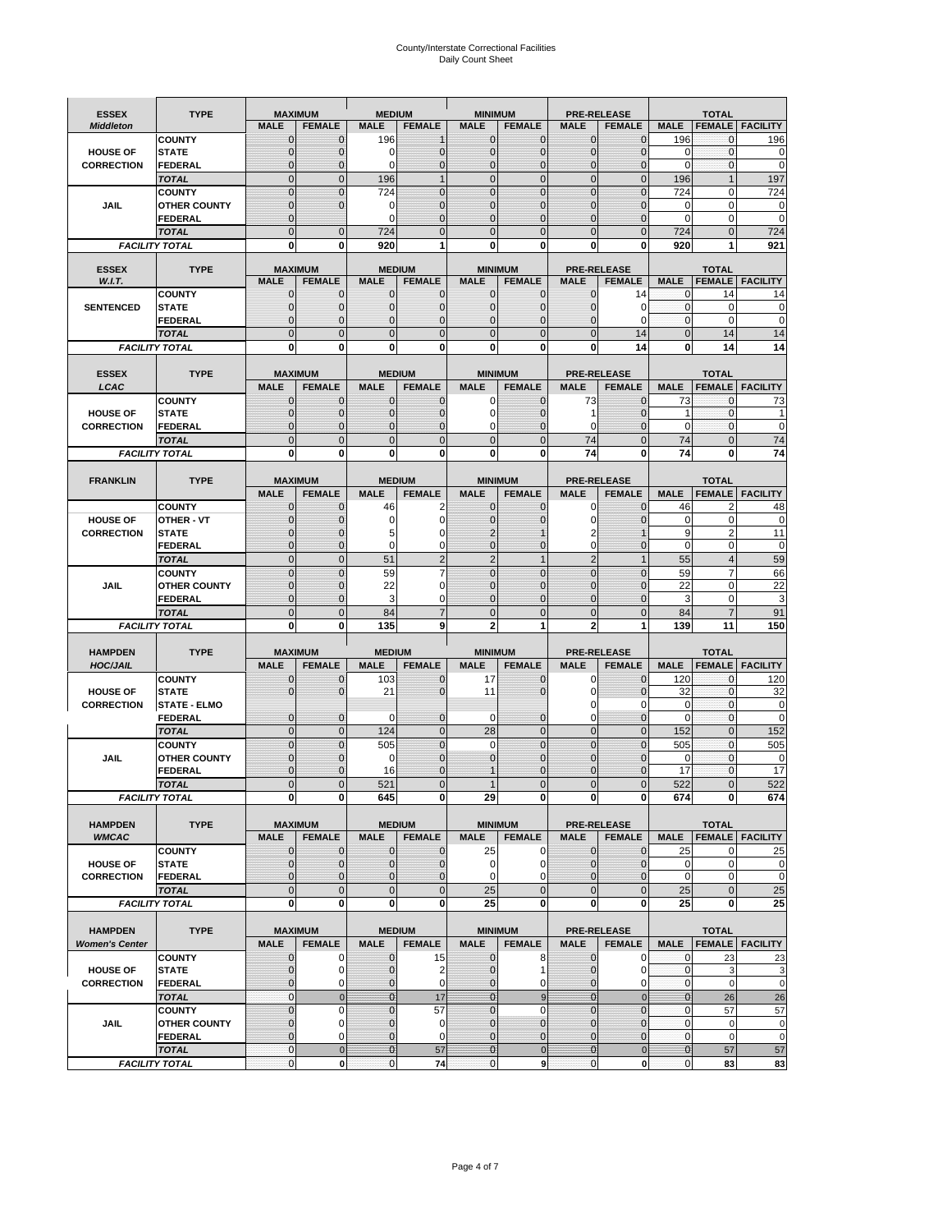# County/Interstate Correctional Facilities
## Daily Count Sheet

| ESSEX *Middleton* | TYPE | MAXIMUM MALE | MAXIMUM FEMALE | MEDIUM MALE | MEDIUM FEMALE | MINIMUM MALE | MINIMUM FEMALE | PRE-RELEASE MALE | PRE-RELEASE FEMALE | TOTAL MALE | TOTAL FEMALE | TOTAL FACILITY |
|---|---|---|---|---|---|---|---|---|---|---|---|---|
| HOUSE OF CORRECTION | COUNTY | 0 | 0 | 196 | 1 | 0 | 0 | 0 | 0 | 196 | 0 | 196 |
| | STATE | 0 | 0 | 0 | 0 | 0 | 0 | 0 | 0 | 0 | 0 | 0 |
| | FEDERAL | 0 | 0 | 0 | 0 | 0 | 0 | 0 | 0 | 0 | 0 | 0 |
| | TOTAL | 0 | 0 | 196 | 1 | 0 | 0 | 0 | 0 | 196 | 1 | 197 |
| JAIL | COUNTY | 0 | 0 | 724 | 0 | 0 | 0 | 0 | 0 | 724 | 0 | 724 |
| | OTHER COUNTY | 0 | 0 | 0 | 0 | 0 | 0 | 0 | 0 | 0 | 0 | 0 |
| | FEDERAL | 0 | | 0 | 0 | 0 | 0 | 0 | 0 | 0 | 0 | 0 |
| | TOTAL | 0 | 0 | 724 | 0 | 0 | 0 | 0 | 0 | 724 | 0 | 724 |
| FACILITY TOTAL | | 0 | 0 | 920 | 1 | 0 | 0 | 0 | 0 | 920 | 1 | 921 |

| ESSEX *W.I.T.* | TYPE | MAXIMUM MALE | MAXIMUM FEMALE | MEDIUM MALE | MEDIUM FEMALE | MINIMUM MALE | MINIMUM FEMALE | PRE-RELEASE MALE | PRE-RELEASE FEMALE | TOTAL MALE | TOTAL FEMALE | TOTAL FACILITY |
|---|---|---|---|---|---|---|---|---|---|---|---|---|
| SENTENCED | COUNTY | 0 | 0 | 0 | 0 | 0 | 0 | 0 | 14 | 0 | 14 | 14 |
| | STATE | 0 | 0 | 0 | 0 | 0 | 0 | 0 | 0 | 0 | 0 | 0 |
| | FEDERAL | 0 | 0 | 0 | 0 | 0 | 0 | 0 | 0 | 0 | 0 | 0 |
| | TOTAL | 0 | 0 | 0 | 0 | 0 | 0 | 0 | 14 | 0 | 14 | 14 |
| FACILITY TOTAL | | 0 | 0 | 0 | 0 | 0 | 0 | 0 | 14 | 0 | 14 | 14 |

| ESSEX *LCAC* | TYPE | MAXIMUM MALE | MAXIMUM FEMALE | MEDIUM MALE | MEDIUM FEMALE | MINIMUM MALE | MINIMUM FEMALE | PRE-RELEASE MALE | PRE-RELEASE FEMALE | TOTAL MALE | TOTAL FEMALE | TOTAL FACILITY |
|---|---|---|---|---|---|---|---|---|---|---|---|---|
| HOUSE OF CORRECTION | COUNTY | 0 | 0 | 0 | 0 | 0 | 0 | 73 | 0 | 73 | 0 | 73 |
| | STATE | 0 | 0 | 0 | 0 | 0 | 0 | 1 | 0 | 1 | 0 | 1 |
| | FEDERAL | 0 | 0 | 0 | 0 | 0 | 0 | 0 | 0 | 0 | 0 | 0 |
| | TOTAL | 0 | 0 | 0 | 0 | 0 | 0 | 74 | 0 | 74 | 0 | 74 |
| FACILITY TOTAL | | 0 | 0 | 0 | 0 | 0 | 0 | 74 | 0 | 74 | 0 | 74 |

| FRANKLIN | TYPE | MAXIMUM MALE | MAXIMUM FEMALE | MEDIUM MALE | MEDIUM FEMALE | MINIMUM MALE | MINIMUM FEMALE | PRE-RELEASE MALE | PRE-RELEASE FEMALE | TOTAL MALE | TOTAL FEMALE | TOTAL FACILITY |
|---|---|---|---|---|---|---|---|---|---|---|---|---|
| HOUSE OF CORRECTION | COUNTY | 0 | 0 | 46 | 2 | 0 | 0 | 0 | 0 | 46 | 2 | 48 |
| | OTHER - VT | 0 | 0 | 0 | 0 | 0 | 0 | 0 | 0 | 0 | 0 | 0 |
| | STATE | 0 | 0 | 5 | 0 | 2 | 1 | 2 | 1 | 9 | 2 | 11 |
| | FEDERAL | 0 | 0 | 0 | 0 | 0 | 0 | 0 | 0 | 0 | 0 | 0 |
| | TOTAL | 0 | 0 | 51 | 2 | 2 | 1 | 2 | 1 | 55 | 4 | 59 |
| JAIL | COUNTY | 0 | 0 | 59 | 7 | 0 | 0 | 0 | 0 | 59 | 7 | 66 |
| | OTHER COUNTY | 0 | 0 | 22 | 0 | 0 | 0 | 0 | 0 | 22 | 0 | 22 |
| | FEDERAL | 0 | 0 | 3 | 0 | 0 | 0 | 0 | 0 | 3 | 0 | 3 |
| | TOTAL | 0 | 0 | 84 | 7 | 0 | 0 | 0 | 0 | 84 | 7 | 91 |
| FACILITY TOTAL | | 0 | 0 | 135 | 9 | 2 | 1 | 2 | 1 | 139 | 11 | 150 |

| HAMPDEN *HOC/JAIL* | TYPE | MAXIMUM MALE | MAXIMUM FEMALE | MEDIUM MALE | MEDIUM FEMALE | MINIMUM MALE | MINIMUM FEMALE | PRE-RELEASE MALE | PRE-RELEASE FEMALE | TOTAL MALE | TOTAL FEMALE | TOTAL FACILITY |
|---|---|---|---|---|---|---|---|---|---|---|---|---|
| HOUSE OF CORRECTION | COUNTY | 0 | 0 | 103 | 0 | 17 | 0 | 0 | 0 | 120 | 0 | 120 |
| | STATE | 0 | 0 | 21 | 0 | 11 | 0 | 0 | 0 | 32 | 0 | 32 |
| | STATE - ELMO | | | | | | | 0 | 0 | 0 | 0 | 0 |
| | FEDERAL | 0 | 0 | 0 | 0 | 0 | 0 | 0 | 0 | 0 | 0 | 0 |
| | TOTAL | 0 | 0 | 124 | 0 | 28 | 0 | 0 | 0 | 152 | 0 | 152 |
| JAIL | COUNTY | 0 | 0 | 505 | 0 | 0 | 0 | 0 | 0 | 505 | 0 | 505 |
| | OTHER COUNTY | 0 | 0 | 0 | 0 | 0 | 0 | 0 | 0 | 0 | 0 | 0 |
| | FEDERAL | 0 | 0 | 16 | 0 | 1 | 0 | 0 | 0 | 17 | 0 | 17 |
| | TOTAL | 0 | 0 | 521 | 0 | 1 | 0 | 0 | 0 | 522 | 0 | 522 |
| FACILITY TOTAL | | 0 | 0 | 645 | 0 | 29 | 0 | 0 | 0 | 674 | 0 | 674 |

| HAMPDEN *WMCAC* | TYPE | MAXIMUM MALE | MAXIMUM FEMALE | MEDIUM MALE | MEDIUM FEMALE | MINIMUM MALE | MINIMUM FEMALE | PRE-RELEASE MALE | PRE-RELEASE FEMALE | TOTAL MALE | TOTAL FEMALE | TOTAL FACILITY |
|---|---|---|---|---|---|---|---|---|---|---|---|---|
| HOUSE OF CORRECTION | COUNTY | 0 | 0 | 0 | 0 | 25 | 0 | 0 | 0 | 25 | 0 | 25 |
| | STATE | 0 | 0 | 0 | 0 | 0 | 0 | 0 | 0 | 0 | 0 | 0 |
| | FEDERAL | 0 | 0 | 0 | 0 | 0 | 0 | 0 | 0 | 0 | 0 | 0 |
| | TOTAL | 0 | 0 | 0 | 0 | 25 | 0 | 0 | 0 | 25 | 0 | 25 |
| FACILITY TOTAL | | 0 | 0 | 0 | 0 | 25 | 0 | 0 | 0 | 25 | 0 | 25 |

| HAMPDEN *Women's Center* | TYPE | MAXIMUM MALE | MAXIMUM FEMALE | MEDIUM MALE | MEDIUM FEMALE | MINIMUM MALE | MINIMUM FEMALE | PRE-RELEASE MALE | PRE-RELEASE FEMALE | TOTAL MALE | TOTAL FEMALE | TOTAL FACILITY |
|---|---|---|---|---|---|---|---|---|---|---|---|---|
| HOUSE OF CORRECTION | COUNTY | 0 | 0 | 0 | 15 | 0 | 8 | 0 | 0 | 0 | 23 | 23 |
| | STATE | 0 | 0 | 0 | 2 | 0 | 1 | 0 | 0 | 0 | 3 | 3 |
| | FEDERAL | 0 | 0 | 0 | 0 | 0 | 0 | 0 | 0 | 0 | 0 | 0 |
| | TOTAL | 0 | 0 | 0 | 17 | 0 | 9 | 0 | 0 | 0 | 26 | 26 |
| JAIL | COUNTY | 0 | 0 | 0 | 57 | 0 | 0 | 0 | 0 | 0 | 57 | 57 |
| | OTHER COUNTY | 0 | 0 | 0 | 0 | 0 | 0 | 0 | 0 | 0 | 0 | 0 |
| | FEDERAL | 0 | 0 | 0 | 0 | 0 | 0 | 0 | 0 | 0 | 0 | 0 |
| | TOTAL | 0 | 0 | 0 | 57 | 0 | 0 | 0 | 0 | 0 | 57 | 57 |
| FACILITY TOTAL | | 0 | 0 | 0 | 74 | 0 | 9 | 0 | 0 | 0 | 83 | 83 |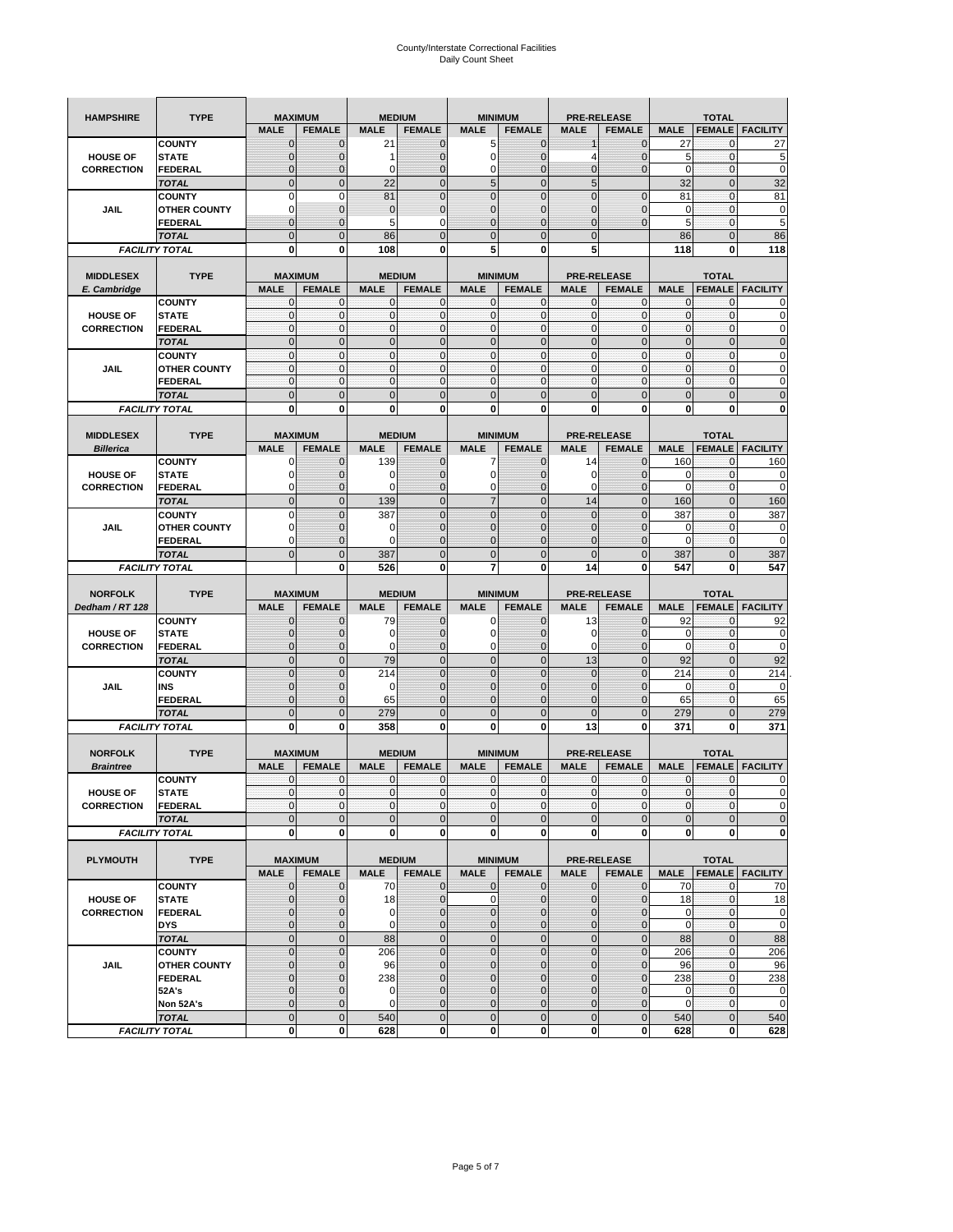# County/Interstate Correctional Facilities
## Daily Count Sheet

| HAMPSHIRE | TYPE | MAXIMUM | | MEDIUM | | MINIMUM | | PRE-RELEASE | | TOTAL | | |
|---|---|---|---|---|---|---|---|---|---|---|---|---|
| | | MALE | FEMALE | MALE | FEMALE | MALE | FEMALE | MALE | FEMALE | MALE | FEMALE | FACILITY |
| HOUSE OF CORRECTION | COUNTY | 0 | 0 | 21 | 0 | 5 | 0 | 1 | 0 | 27 | 0 | 27 |
| | STATE | 0 | 0 | 1 | 0 | 0 | 0 | 4 | 0 | 5 | 0 | 5 |
| | FEDERAL | 0 | 0 | 0 | 0 | 0 | 0 | 0 | 0 | 0 | 0 | 0 |
| | TOTAL | 0 | 0 | 22 | 0 | 5 | 0 | 5 | | 32 | 0 | 32 |
| JAIL | COUNTY | 0 | 0 | 81 | 0 | 0 | 0 | 0 | 0 | 81 | 0 | 81 |
| | OTHER COUNTY | 0 | 0 | 0 | 0 | 0 | 0 | 0 | 0 | 0 | 0 | 0 |
| | FEDERAL | 0 | 0 | 5 | 0 | 0 | 0 | 0 | 0 | 5 | 0 | 5 |
| | TOTAL | 0 | 0 | 86 | 0 | 0 | 0 | 0 | | 86 | 0 | 86 |
| FACILITY TOTAL | | 0 | 0 | 108 | 0 | 5 | 0 | 5 | | 118 | 0 | 118 |

| MIDDLESEX E. Cambridge | TYPE | MAXIMUM | | MEDIUM | | MINIMUM | | PRE-RELEASE | | TOTAL | | |
|---|---|---|---|---|---|---|---|---|---|---|---|---|
| | | MALE | FEMALE | MALE | FEMALE | MALE | FEMALE | MALE | FEMALE | MALE | FEMALE | FACILITY |
| HOUSE OF CORRECTION | COUNTY | 0 | 0 | 0 | 0 | 0 | 0 | 0 | 0 | 0 | 0 | 0 |
| | STATE | 0 | 0 | 0 | 0 | 0 | 0 | 0 | 0 | 0 | 0 | 0 |
| | FEDERAL | 0 | 0 | 0 | 0 | 0 | 0 | 0 | 0 | 0 | 0 | 0 |
| | TOTAL | 0 | 0 | 0 | 0 | 0 | 0 | 0 | 0 | 0 | 0 | 0 |
| JAIL | COUNTY | 0 | 0 | 0 | 0 | 0 | 0 | 0 | 0 | 0 | 0 | 0 |
| | OTHER COUNTY | 0 | 0 | 0 | 0 | 0 | 0 | 0 | 0 | 0 | 0 | 0 |
| | FEDERAL | 0 | 0 | 0 | 0 | 0 | 0 | 0 | 0 | 0 | 0 | 0 |
| | TOTAL | 0 | 0 | 0 | 0 | 0 | 0 | 0 | 0 | 0 | 0 | 0 |
| FACILITY TOTAL | | 0 | 0 | 0 | 0 | 0 | 0 | 0 | 0 | 0 | 0 | 0 |

| MIDDLESEX Billerica | TYPE | MAXIMUM | | MEDIUM | | MINIMUM | | PRE-RELEASE | | TOTAL | | |
|---|---|---|---|---|---|---|---|---|---|---|---|---|
| | | MALE | FEMALE | MALE | FEMALE | MALE | FEMALE | MALE | FEMALE | MALE | FEMALE | FACILITY |
| HOUSE OF CORRECTION | COUNTY | 0 | 0 | 139 | 0 | 7 | 0 | 14 | 0 | 160 | 0 | 160 |
| | STATE | 0 | 0 | 0 | 0 | 0 | 0 | 0 | 0 | 0 | 0 | 0 |
| | FEDERAL | 0 | 0 | 0 | 0 | 0 | 0 | 0 | 0 | 0 | 0 | 0 |
| | TOTAL | 0 | 0 | 139 | 0 | 7 | 0 | 14 | 0 | 160 | 0 | 160 |
| JAIL | COUNTY | 0 | 0 | 387 | 0 | 0 | 0 | 0 | 0 | 387 | 0 | 387 |
| | OTHER COUNTY | 0 | 0 | 0 | 0 | 0 | 0 | 0 | 0 | 0 | 0 | 0 |
| | FEDERAL | 0 | 0 | 0 | 0 | 0 | 0 | 0 | 0 | 0 | 0 | 0 |
| | TOTAL | 0 | 0 | 387 | 0 | 0 | 0 | 0 | 0 | 387 | 0 | 387 |
| FACILITY TOTAL | | | 0 | 526 | 0 | 7 | 0 | 14 | 0 | 547 | 0 | 547 |

| NORFOLK Dedham / RT 128 | TYPE | MAXIMUM | | MEDIUM | | MINIMUM | | PRE-RELEASE | | TOTAL | | |
|---|---|---|---|---|---|---|---|---|---|---|---|---|
| | | MALE | FEMALE | MALE | FEMALE | MALE | FEMALE | MALE | FEMALE | MALE | FEMALE | FACILITY |
| HOUSE OF CORRECTION | COUNTY | 0 | 0 | 79 | 0 | 0 | 0 | 13 | 0 | 92 | 0 | 92 |
| | STATE | 0 | 0 | 0 | 0 | 0 | 0 | 0 | 0 | 0 | 0 | 0 |
| | FEDERAL | 0 | 0 | 0 | 0 | 0 | 0 | 0 | 0 | 0 | 0 | 0 |
| | TOTAL | 0 | 0 | 79 | 0 | 0 | 0 | 13 | 0 | 92 | 0 | 92 |
| JAIL | COUNTY | 0 | 0 | 214 | 0 | 0 | 0 | 0 | 0 | 214 | 0 | 214 |
| | INS | 0 | 0 | 0 | 0 | 0 | 0 | 0 | 0 | 0 | 0 | 0 |
| | FEDERAL | 0 | 0 | 65 | 0 | 0 | 0 | 0 | 0 | 65 | 0 | 65 |
| | TOTAL | 0 | 0 | 279 | 0 | 0 | 0 | 0 | 0 | 279 | 0 | 279 |
| FACILITY TOTAL | | 0 | 0 | 358 | 0 | 0 | 0 | 13 | 0 | 371 | 0 | 371 |

| NORFOLK Braintree | TYPE | MAXIMUM | | MEDIUM | | MINIMUM | | PRE-RELEASE | | TOTAL | | |
|---|---|---|---|---|---|---|---|---|---|---|---|---|
| | | MALE | FEMALE | MALE | FEMALE | MALE | FEMALE | MALE | FEMALE | MALE | FEMALE | FACILITY |
| HOUSE OF CORRECTION | COUNTY | 0 | 0 | 0 | 0 | 0 | 0 | 0 | 0 | 0 | 0 | 0 |
| | STATE | 0 | 0 | 0 | 0 | 0 | 0 | 0 | 0 | 0 | 0 | 0 |
| | FEDERAL | 0 | 0 | 0 | 0 | 0 | 0 | 0 | 0 | 0 | 0 | 0 |
| | TOTAL | 0 | 0 | 0 | 0 | 0 | 0 | 0 | 0 | 0 | 0 | 0 |
| FACILITY TOTAL | | 0 | 0 | 0 | 0 | 0 | 0 | 0 | 0 | 0 | 0 | 0 |

| PLYMOUTH | TYPE | MAXIMUM | | MEDIUM | | MINIMUM | | PRE-RELEASE | | TOTAL | | |
|---|---|---|---|---|---|---|---|---|---|---|---|---|
| | | MALE | FEMALE | MALE | FEMALE | MALE | FEMALE | MALE | FEMALE | MALE | FEMALE | FACILITY |
| HOUSE OF CORRECTION | COUNTY | 0 | 0 | 70 | 0 | 0 | 0 | 0 | 0 | 70 | 0 | 70 |
| | STATE | 0 | 0 | 18 | 0 | 0 | 0 | 0 | 0 | 18 | 0 | 18 |
| | FEDERAL | 0 | 0 | 0 | 0 | 0 | 0 | 0 | 0 | 0 | 0 | 0 |
| | DYS | 0 | 0 | 0 | 0 | 0 | 0 | 0 | 0 | 0 | 0 | 0 |
| | TOTAL | 0 | 0 | 88 | 0 | 0 | 0 | 0 | 0 | 88 | 0 | 88 |
| JAIL | COUNTY | 0 | 0 | 206 | 0 | 0 | 0 | 0 | 0 | 206 | 0 | 206 |
| | OTHER COUNTY | 0 | 0 | 96 | 0 | 0 | 0 | 0 | 0 | 96 | 0 | 96 |
| | FEDERAL | 0 | 0 | 238 | 0 | 0 | 0 | 0 | 0 | 238 | 0 | 238 |
| | 52A's | 0 | 0 | 0 | 0 | 0 | 0 | 0 | 0 | 0 | 0 | 0 |
| | Non 52A's | 0 | 0 | 0 | 0 | 0 | 0 | 0 | 0 | 0 | 0 | 0 |
| | TOTAL | 0 | 0 | 540 | 0 | 0 | 0 | 0 | 0 | 540 | 0 | 540 |
| FACILITY TOTAL | | 0 | 0 | 628 | 0 | 0 | 0 | 0 | 0 | 628 | 0 | 628 |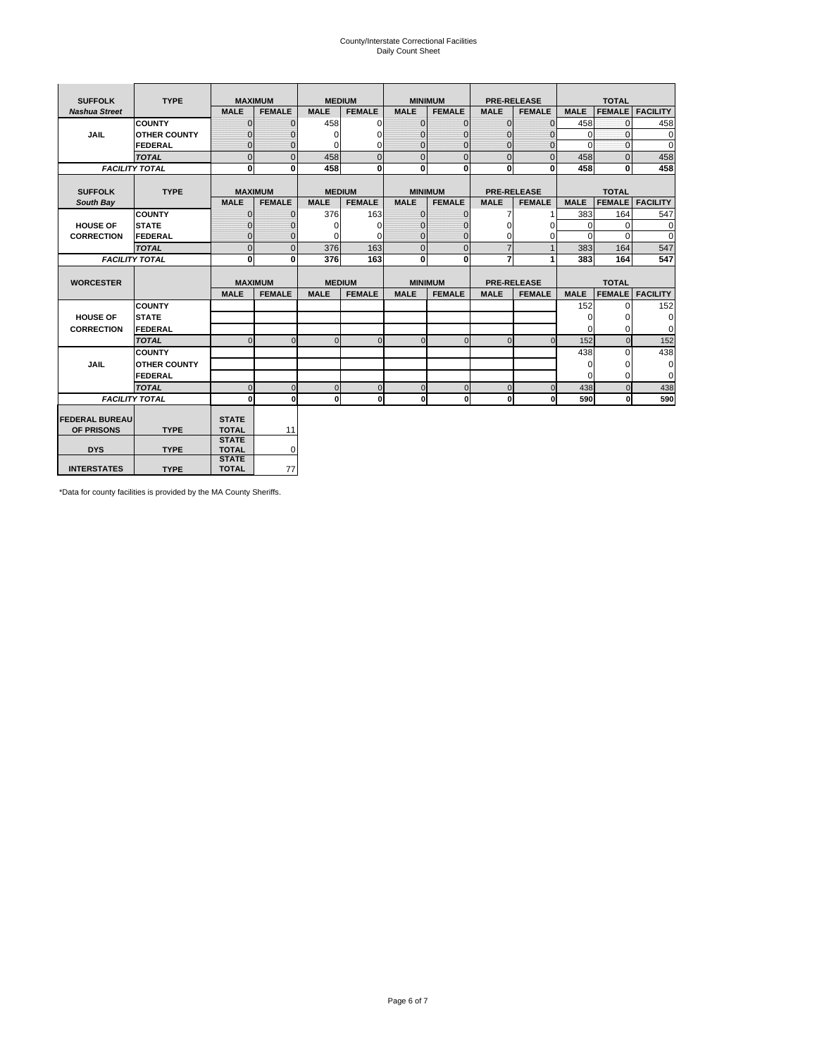# County/Interstate Correctional Facilities
## Daily Count Sheet

| SUFFOLK | TYPE | MAXIMUM | | MEDIUM | | MINIMUM | | PRE-RELEASE | | TOTAL | | |
|---|---|---|---|---|---|---|---|---|---|---|---|---|
| *Nashua Street* | | MALE | FEMALE | MALE | FEMALE | MALE | FEMALE | MALE | FEMALE | MALE | FEMALE | FACILITY |
| JAIL | COUNTY | 0 | 0 | 458 | 0 | 0 | 0 | 0 | 0 | 458 | 0 | 458 |
| | OTHER COUNTY | 0 | 0 | 0 | 0 | 0 | 0 | 0 | 0 | 0 | 0 | 0 |
| | FEDERAL | 0 | 0 | 0 | 0 | 0 | 0 | 0 | 0 | 0 | 0 | 0 |
| | *TOTAL* | 0 | 0 | 458 | 0 | 0 | 0 | 0 | 0 | 458 | 0 | 458 |
| *FACILITY TOTAL* | | **0** | **0** | **458** | **0** | **0** | **0** | **0** | **0** | **458** | **0** | **458** |

| SUFFOLK | TYPE | MAXIMUM | | MEDIUM | | MINIMUM | | PRE-RELEASE | | TOTAL | | |
|---|---|---|---|---|---|---|---|---|---|---|---|---|
| *South Bay* | | MALE | FEMALE | MALE | FEMALE | MALE | FEMALE | MALE | FEMALE | MALE | FEMALE | FACILITY |
| HOUSE OF CORRECTION | COUNTY | 0 | 0 | 376 | 163 | 0 | 0 | 7 | 1 | 383 | 164 | 547 |
| | STATE | 0 | 0 | 0 | 0 | 0 | 0 | 0 | 0 | 0 | 0 | 0 |
| | FEDERAL | 0 | 0 | 0 | 0 | 0 | 0 | 0 | 0 | 0 | 0 | 0 |
| | *TOTAL* | 0 | 0 | 376 | 163 | 0 | 0 | 7 | 1 | 383 | 164 | 547 |
| *FACILITY TOTAL* | | **0** | **0** | **376** | **163** | **0** | **0** | **7** | **1** | **383** | **164** | **547** |

| WORCESTER | | MAXIMUM | | MEDIUM | | MINIMUM | | PRE-RELEASE | | TOTAL | | |
|---|---|---|---|---|---|---|---|---|---|---|---|---|
| | | MALE | FEMALE | MALE | FEMALE | MALE | FEMALE | MALE | FEMALE | MALE | FEMALE | FACILITY |
| HOUSE OF CORRECTION | COUNTY | | | | | | | | | 152 | 0 | 152 |
| | STATE | | | | | | | | | 0 | 0 | 0 |
| | FEDERAL | | | | | | | | | 0 | 0 | 0 |
| | *TOTAL* | 0 | 0 | 0 | 0 | 0 | 0 | 0 | 0 | 152 | 0 | 152 |
| JAIL | COUNTY | | | | | | | | | 438 | 0 | 438 |
| | OTHER COUNTY | | | | | | | | | 0 | 0 | 0 |
| | FEDERAL | | | | | | | | | 0 | 0 | 0 |
| | *TOTAL* | 0 | 0 | 0 | 0 | 0 | 0 | 0 | 0 | 438 | 0 | 438 |
| *FACILITY TOTAL* | | **0** | **0** | **0** | **0** | **0** | **0** | **0** | **0** | **590** | **0** | **590** |

| | | | |
|---|---|---|---|
| FEDERAL BUREAU OF PRISONS | TYPE | STATE TOTAL | 11 |
| DYS | TYPE | STATE TOTAL | 0 |
| INTERSTATES | TYPE | STATE TOTAL | 77 |

*Data for county facilities is provided by the MA County Sheriffs.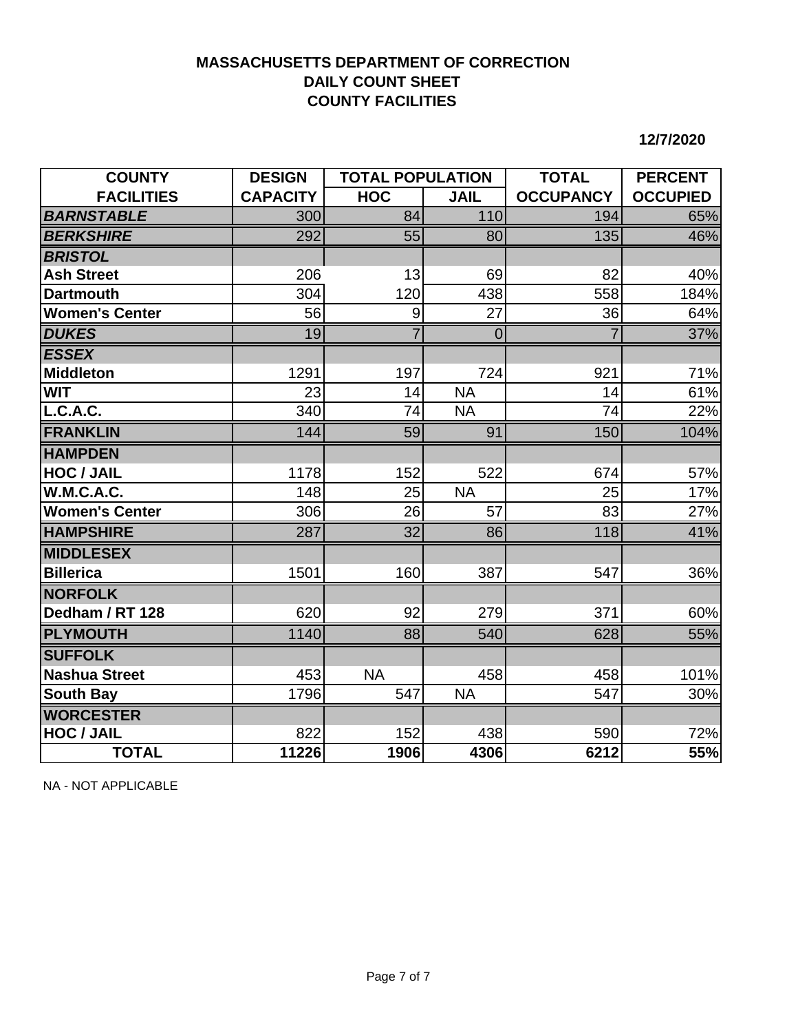# MASSACHUSETTS DEPARTMENT OF CORRECTION
## DAILY COUNT SHEET
## COUNTY FACILITIES

**12/7/2020**

| COUNTY FACILITIES | DESIGN CAPACITY | TOTAL POPULATION | | TOTAL OCCUPANCY | PERCENT OCCUPIED |
|---|---|---|---|---|---|
| | | HOC | JAIL | | |
| ***BARNSTABLE*** | 300 | 84 | 110 | 194 | 65% |
| ***BERKSHIRE*** | 292 | 55 | 80 | 135 | 46% |
| ***BRISTOL*** | | | | | |
| **Ash Street** | 206 | 13 | 69 | 82 | 40% |
| **Dartmouth** | 304 | 120 | 438 | 558 | 184% |
| **Women's Center** | 56 | 9 | 27 | 36 | 64% |
| ***DUKES*** | 19 | 7 | 0 | 7 | 37% |
| ***ESSEX*** | | | | | |
| **Middleton** | 1291 | 197 | 724 | 921 | 71% |
| **WIT** | 23 | 14 | NA | 14 | 61% |
| **L.C.A.C.** | 340 | 74 | NA | 74 | 22% |
| **FRANKLIN** | 144 | 59 | 91 | 150 | 104% |
| **HAMPDEN** | | | | | |
| **HOC / JAIL** | 1178 | 152 | 522 | 674 | 57% |
| **W.M.C.A.C.** | 148 | 25 | NA | 25 | 17% |
| **Women's Center** | 306 | 26 | 57 | 83 | 27% |
| **HAMPSHIRE** | 287 | 32 | 86 | 118 | 41% |
| **MIDDLESEX** | | | | | |
| **Billerica** | 1501 | 160 | 387 | 547 | 36% |
| **NORFOLK** | | | | | |
| **Dedham / RT 128** | 620 | 92 | 279 | 371 | 60% |
| **PLYMOUTH** | 1140 | 88 | 540 | 628 | 55% |
| **SUFFOLK** | | | | | |
| **Nashua Street** | 453 | NA | 458 | 458 | 101% |
| **South Bay** | 1796 | 547 | NA | 547 | 30% |
| **WORCESTER** | | | | | |
| **HOC / JAIL** | 822 | 152 | 438 | 590 | 72% |
| **TOTAL** | **11226** | **1906** | **4306** | **6212** | **55%** |

NA - NOT APPLICABLE